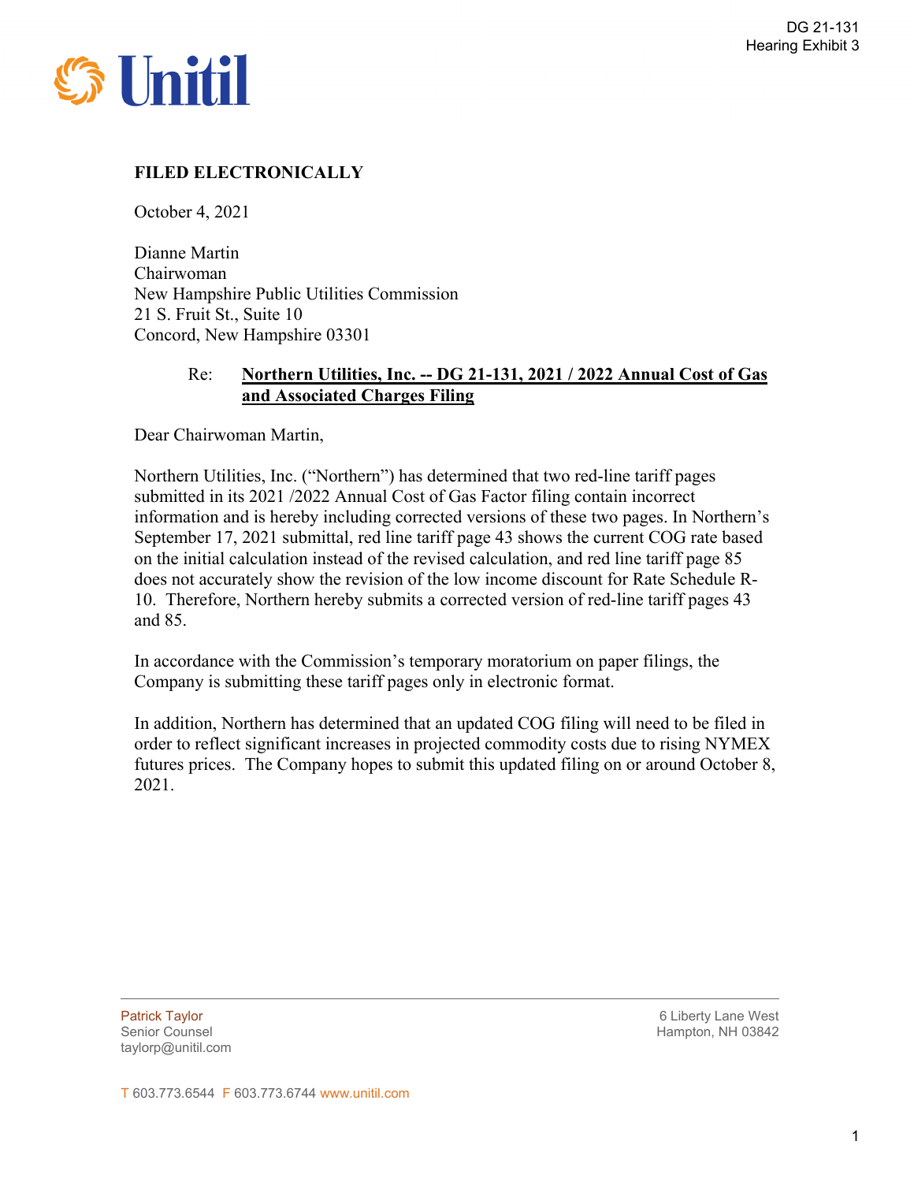DG 21-131
Hearing Exhibit 3

Unitil

**FILED ELECTRONICALLY**

October 4, 2021

Dianne Martin
Chairwoman
New Hampshire Public Utilities Commission
21 S. Fruit St., Suite 10
Concord, New Hampshire 03301

Re: **Northern Utilities, Inc. -- DG 21-131, 2021 / 2022 Annual Cost of Gas and Associated Charges Filing**

Dear Chairwoman Martin,

Northern Utilities, Inc. ("Northern") has determined that two red-line tariff pages submitted in its 2021 /2022 Annual Cost of Gas Factor filing contain incorrect information and is hereby including corrected versions of these two pages. In Northern's September 17, 2021 submittal, red line tariff page 43 shows the current COG rate based on the initial calculation instead of the revised calculation, and red line tariff page 85 does not accurately show the revision of the low income discount for Rate Schedule R-10. Therefore, Northern hereby submits a corrected version of red-line tariff pages 43 and 85.

In accordance with the Commission's temporary moratorium on paper filings, the Company is submitting these tariff pages only in electronic format.

In addition, Northern has determined that an updated COG filing will need to be filed in order to reflect significant increases in projected commodity costs due to rising NYMEX futures prices. The Company hopes to submit this updated filing on or around October 8, 2021.

Patrick Taylor
Senior Counsel
taylorp@unitil.com

6 Liberty Lane West
Hampton, NH 03842

T 603.773.6544 F 603.773.6744 www.unitil.com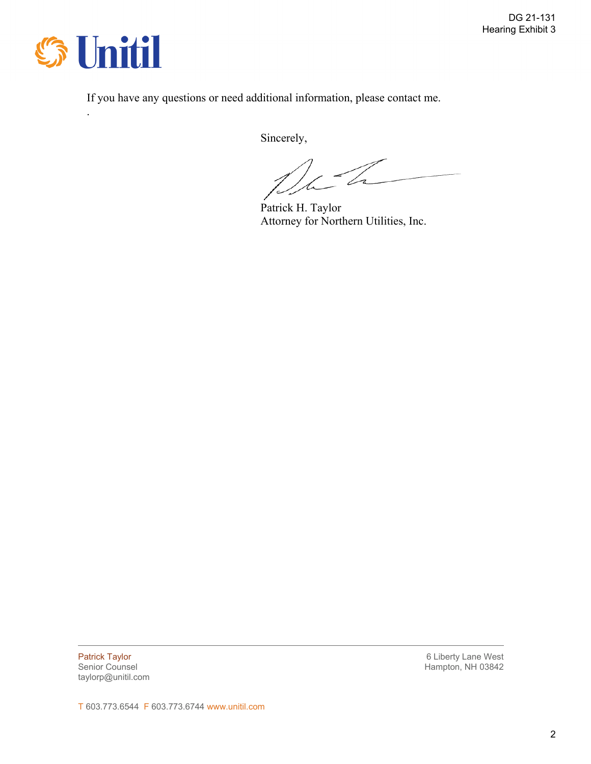If you have any questions or need additional information, please contact me.

.

Sincerely,

Patrick H. Taylor
Attorney for Northern Utilities, Inc.

Patrick Taylor
Senior Counsel
taylorp@unitil.com

6 Liberty Lane West
Hampton, NH 03842

T 603.773.6544 F 603.773.6744 www.unitil.com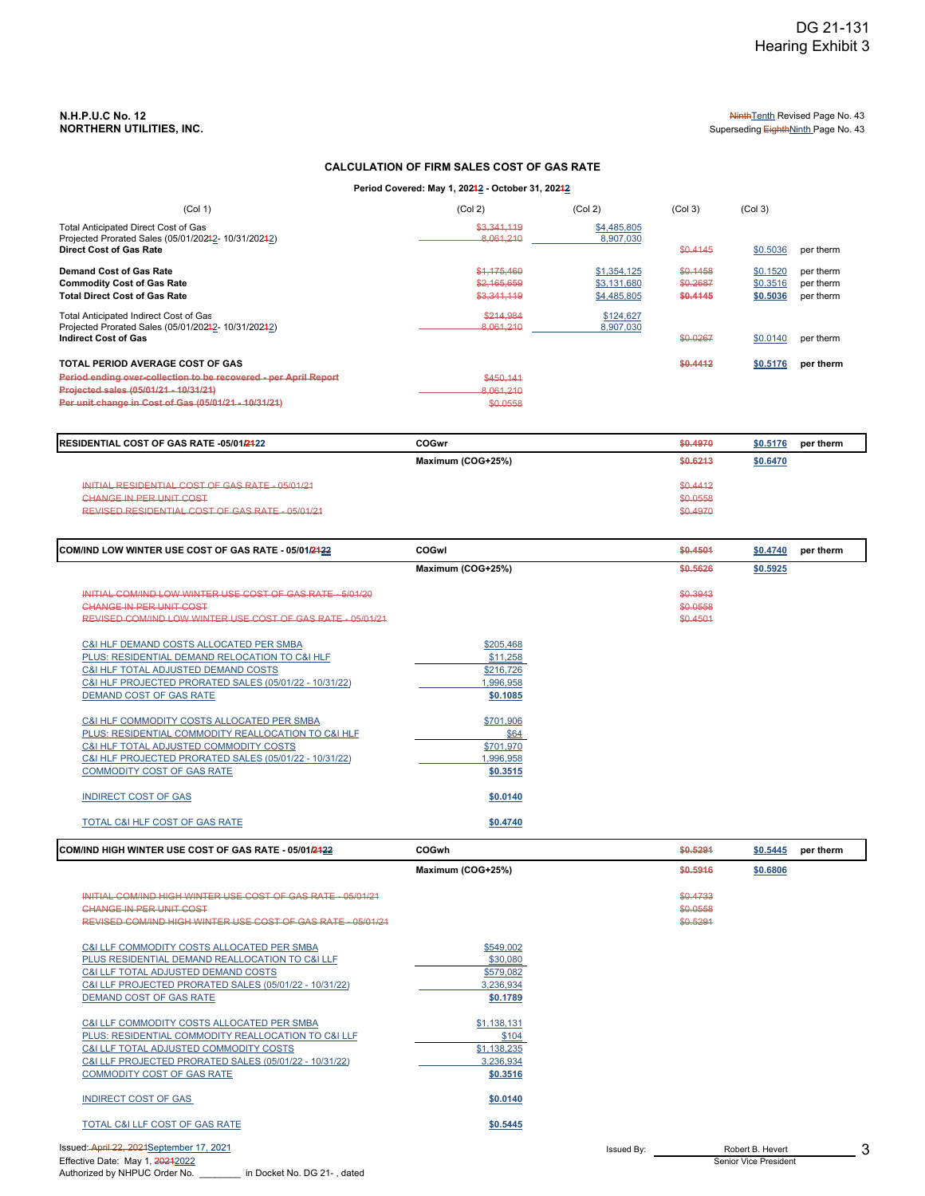DG 21-131
Hearing Exhibit 3

**N.H.P.U.C No. 12**
**NORTHERN UTILITIES, INC.**

~~Ninth~~Tenth Revised Page No. 43
Superseding ~~Eighth~~Ninth Page No. 43

## CALCULATION OF FIRM SALES COST OF GAS RATE

**Period Covered: May 1, 20~~1~~2 - October 31, 20~~1~~2**

| (Col 1) | (Col 2) | (Col 2) | (Col 3) | (Col 3) | |
|---|---|---|---|---|---|
| Total Anticipated Direct Cost of Gas | ~~$3,341,119~~ | $4,485,805 | | | |
| Projected Prorated Sales (05/01/202~~1~~2- 10/31/202~~1~~2) | ~~8,061,210~~ | 8,907,030 | | | |
| **Direct Cost of Gas Rate** | | | ~~$0.4145~~ | $0.5036 | per therm |
| **Demand Cost of Gas Rate** | ~~$1,175,460~~ | $1,354,125 | ~~$0.1458~~ | $0.1520 | per therm |
| **Commodity Cost of Gas Rate** | ~~$2,165,659~~ | $3,131,680 | ~~$0.2687~~ | $0.3516 | per therm |
| **Total Direct Cost of Gas Rate** | ~~$3,341,119~~ | $4,485,805 | ~~**$0.4145**~~ | **$0.5036** | per therm |
| Total Anticipated Indirect Cost of Gas | ~~$214,984~~ | $124,627 | | | |
| Projected Prorated Sales (05/01/202~~1~~2- 10/31/202~~1~~2) | ~~8,061,210~~ | 8,907,030 | | | |
| **Indirect Cost of Gas** | | | ~~$0.0267~~ | $0.0140 | per therm |
| **TOTAL PERIOD AVERAGE COST OF GAS** | | | ~~**$0.4412**~~ | **$0.5176** | **per therm** |
| ~~**Period ending over-collection to be recovered - per April Report**~~ | ~~$450,141~~ | | | | |
| ~~**Projected sales (05/01/21 - 10/31/21)**~~ | ~~8,061,210~~ | | | | |
| ~~**Per unit change in Cost of Gas (05/01/21 - 10/31/21)**~~ | ~~$0.0558~~ | | | | |

| **RESIDENTIAL COST OF GAS RATE -05/01/~~21~~22** | **COGwr** | ~~**$0.4970**~~ | **$0.5176** | **per therm** |
|---|---|---|---|---|
| | **Maximum (COG+25%)** | ~~**$0.6213**~~ | **$0.6470** | |
| ~~INITIAL RESIDENTIAL COST OF GAS RATE - 05/01/21~~ | | ~~$0.4412~~ | | |
| ~~CHANGE IN PER UNIT COST~~ | | ~~$0.0558~~ | | |
| ~~REVISED RESIDENTIAL COST OF GAS RATE - 05/01/21~~ | | ~~$0.4970~~ | | |

| **COM/IND LOW WINTER USE COST OF GAS RATE - 05/01/~~21~~22** | **COGwl** | ~~**$0.4501**~~ | **$0.4740** | **per therm** |
|---|---|---|---|---|
| | **Maximum (COG+25%)** | ~~**$0.5626**~~ | **$0.5925** | |
| ~~INITIAL COM/IND LOW WINTER USE COST OF GAS RATE - 5/01/20~~ | | ~~$0.3943~~ | | |
| ~~CHANGE IN PER UNIT COST~~ | | ~~$0.0558~~ | | |
| ~~REVISED COM/IND LOW WINTER USE COST OF GAS RATE - 05/01/21~~ | | ~~$0.4501~~ | | |
| C&I HLF DEMAND COSTS ALLOCATED PER SMBA | $205,468 | | | |
| PLUS: RESIDENTIAL DEMAND RELOCATION TO C&I HLF | $11,258 | | | |
| C&I HLF TOTAL ADJUSTED DEMAND COSTS | $216,726 | | | |
| C&I HLF PROJECTED PRORATED SALES (05/01/22 - 10/31/22) | 1,996,958 | | | |
| DEMAND COST OF GAS RATE | **$0.1085** | | | |
| C&I HLF COMMODITY COSTS ALLOCATED PER SMBA | $701,906 | | | |
| PLUS: RESIDENTIAL COMMODITY REALLOCATION TO C&I HLF | $64 | | | |
| C&I HLF TOTAL ADJUSTED COMMODITY COSTS | $701,970 | | | |
| C&I HLF PROJECTED PRORATED SALES (05/01/22 - 10/31/22) | 1,996,958 | | | |
| COMMODITY COST OF GAS RATE | **$0.3515** | | | |
| INDIRECT COST OF GAS | **$0.0140** | | | |
| TOTAL C&I HLF COST OF GAS RATE | **$0.4740** | | | |

| **COM/IND HIGH WINTER USE COST OF GAS RATE - 05/01/~~21~~22** | **COGwh** | ~~**$0.5291**~~ | **$0.5445** | **per therm** |
|---|---|---|---|---|
| | **Maximum (COG+25%)** | ~~**$0.5916**~~ | **$0.6806** | |
| ~~INITIAL COM/IND HIGH WINTER USE COST OF GAS RATE - 05/01/21~~ | | ~~$0.4733~~ | | |
| ~~CHANGE IN PER UNIT COST~~ | | ~~$0.0558~~ | | |
| ~~REVISED COM/IND HIGH WINTER USE COST OF GAS RATE - 05/01/21~~ | | ~~$0.5291~~ | | |
| C&I LLF COMMODITY COSTS ALLOCATED PER SMBA | $549,002 | | | |
| PLUS RESIDENTIAL DEMAND REALLOCATION TO C&I LLF | $30,080 | | | |
| C&I LLF TOTAL ADJUSTED DEMAND COSTS | $579,082 | | | |
| C&I LLF PROJECTED PRORATED SALES (05/01/22 - 10/31/22) | 3,236,934 | | | |
| DEMAND COST OF GAS RATE | **$0.1789** | | | |
| C&I LLF COMMODITY COSTS ALLOCATED PER SMBA | $1,138,131 | | | |
| PLUS: RESIDENTIAL COMMODITY REALLOCATION TO C&I LLF | $104 | | | |
| C&I LLF TOTAL ADJUSTED COMMODITY COSTS | $1,138,235 | | | |
| C&I LLF PROJECTED PRORATED SALES (05/01/22 - 10/31/22) | 3,236,934 | | | |
| COMMODITY COST OF GAS RATE | **$0.3516** | | | |
| INDIRECT COST OF GAS | **$0.0140** | | | |
| TOTAL C&I LLF COST OF GAS RATE | **$0.5445** | | | |

Issued: ~~April 22, 2021~~September 17, 2021
Effective Date: May 1, ~~2021~~2022
Authorized by NHPUC Order No. ________ in Docket No. DG 21- , dated

Issued By: Robert B. Hevert
Senior Vice President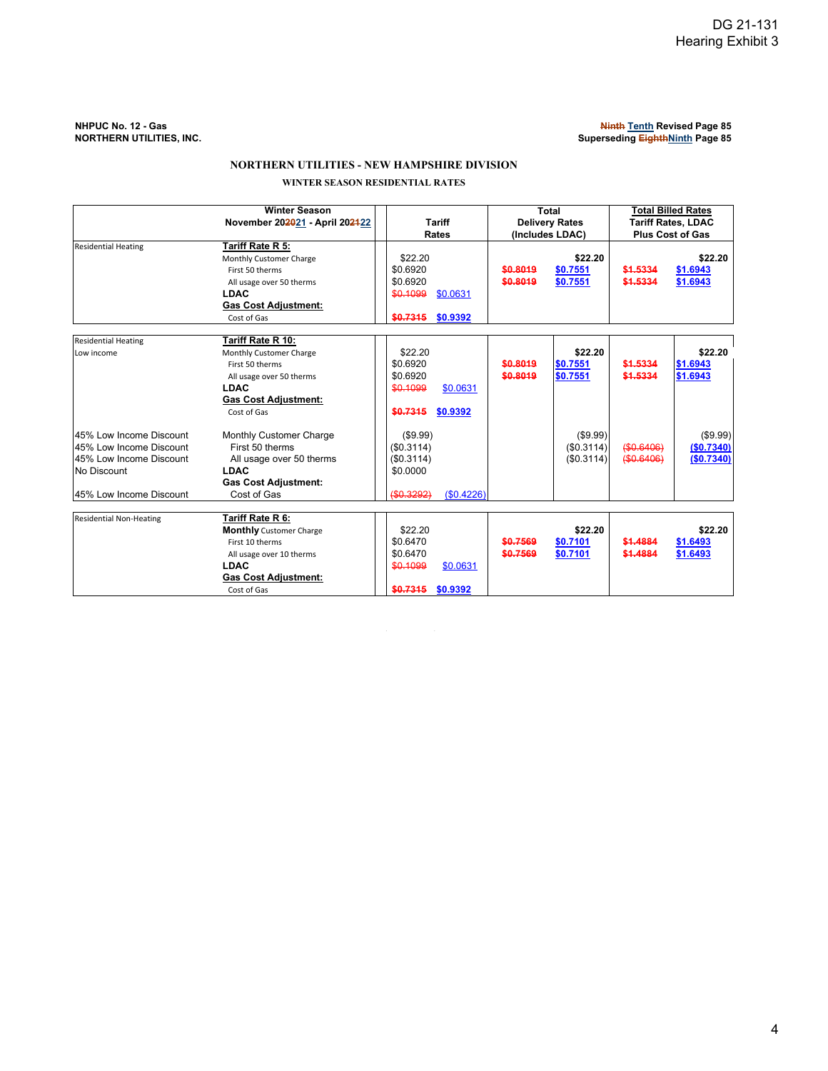DG 21-131
Hearing Exhibit 3

**NHPUC No. 12 - Gas**
**NORTHERN UTILITIES, INC.**

~~Ninth~~ Tenth Revised Page 85
Superseding ~~Eighth~~Ninth Page 85

## NORTHERN UTILITIES - NEW HAMPSHIRE DIVISION

### WINTER SEASON RESIDENTIAL RATES

| | Winter Season November 20~~20~~21 - April 20~~21~~22 | Tariff Rates | | Total Delivery Rates (Includes LDAC) | | Total Billed Rates Tariff Rates, LDAC Plus Cost of Gas | |
|---|---|---|---|---|---|---|---|
| Residential Heating | **Tariff Rate R 5:** | | | | | | |
| | Monthly Customer Charge | $22.20 | | | $22.20 | | $22.20 |
| | First 50 therms | $0.6920 | | ~~$0.8019~~ | $0.7551 | ~~$1.5334~~ | $1.6943 |
| | All usage over 50 therms | $0.6920 | | ~~$0.8019~~ | $0.7551 | ~~$1.5334~~ | $1.6943 |
| | **LDAC** | ~~$0.1099~~ | $0.0631 | | | | |
| | **Gas Cost Adjustment:** | | | | | | |
| | Cost of Gas | ~~$0.7315~~ | $0.9392 | | | | |
| Residential Heating Low income | **Tariff Rate R 10:** | | | | | | |
| | Monthly Customer Charge | $22.20 | | | $22.20 | | $22.20 |
| | First 50 therms | $0.6920 | | ~~$0.8019~~ | $0.7551 | ~~$1.5334~~ | $1.6943 |
| | All usage over 50 therms | $0.6920 | | ~~$0.8019~~ | $0.7551 | ~~$1.5334~~ | $1.6943 |
| | **LDAC** | ~~$0.1099~~ | $0.0631 | | | | |
| | **Gas Cost Adjustment:** | | | | | | |
| | Cost of Gas | ~~$0.7315~~ | $0.9392 | | | | |
| 45% Low Income Discount | Monthly Customer Charge | ($9.99) | | | ($9.99) | | ($9.99) |
| 45% Low Income Discount | First 50 therms | ($0.3114) | | | ($0.3114) | ~~($0.6406)~~ | ($0.7340) |
| 45% Low Income Discount | All usage over 50 therms | ($0.3114) | | | ($0.3114) | ~~($0.6406)~~ | ($0.7340) |
| No Discount | **LDAC** | $0.0000 | | | | | |
| | **Gas Cost Adjustment:** | | | | | | |
| 45% Low Income Discount | Cost of Gas | ~~($0.3292)~~ | ($0.4226) | | | | |
| Residential Non-Heating | **Tariff Rate R 6:** | | | | | | |
| | **Monthly** Customer Charge | $22.20 | | | $22.20 | | $22.20 |
| | First 10 therms | $0.6470 | | ~~$0.7569~~ | $0.7101 | ~~$1.4884~~ | $1.6493 |
| | All usage over 10 therms | $0.6470 | | ~~$0.7569~~ | $0.7101 | ~~$1.4884~~ | $1.6493 |
| | **LDAC** | ~~$0.1099~~ | $0.0631 | | | | |
| | **Gas Cost Adjustment:** | | | | | | |
| | Cost of Gas | ~~$0.7315~~ | $0.9392 | | | | |